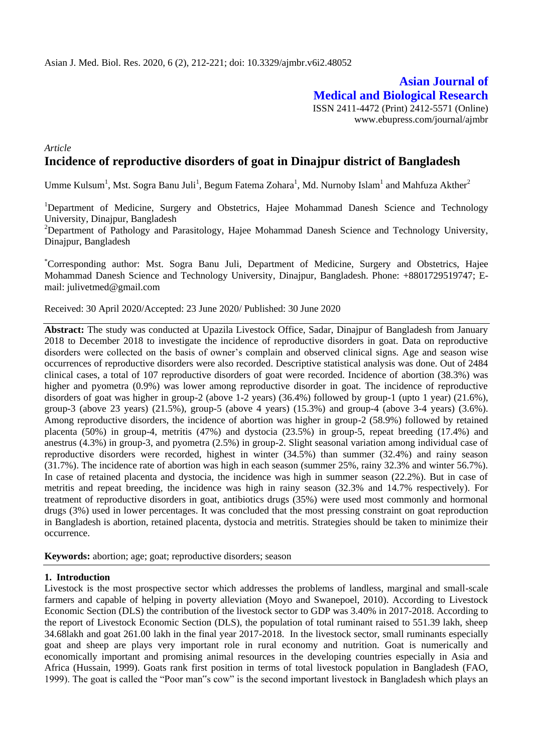*Article*

# Incidence of reproductive disorders of goat in Dinajpur district of Bangladesh

Umme Kulsum[1], Mst. Sogra Banu Juli[1], Begum Fatema Zohara[1], Md. Nurnoby Islam[1] and Mahfuza Akther[2]

[1]Department of Medicine, Surgery and Obstetrics, Hajee Mohammad Danesh Science and Technology University, Dinajpur, Bangladesh

[2]Department of Pathology and Parasitology, Hajee Mohammad Danesh Science and Technology University, Dinajpur, Bangladesh

[*]Corresponding author: Mst. Sogra Banu Juli, Department of Medicine, Surgery and Obstetrics, Hajee Mohammad Danesh Science and Technology University, Dinajpur, Bangladesh. Phone: +8801729519747; E-mail: julivetmed@gmail.com

Received: 30 April 2020/Accepted: 23 June 2020/ Published: 30 June 2020

**Abstract:** The study was conducted at Upazila Livestock Office, Sadar, Dinajpur of Bangladesh from January 2018 to December 2018 to investigate the incidence of reproductive disorders in goat. Data on reproductive disorders were collected on the basis of owner's complain and observed clinical signs. Age and season wise occurrences of reproductive disorders were also recorded. Descriptive statistical analysis was done. Out of 2484 clinical cases, a total of 107 reproductive disorders of goat were recorded. Incidence of abortion (38.3%) was higher and pyometra (0.9%) was lower among reproductive disorder in goat. The incidence of reproductive disorders of goat was higher in group-2 (above 1-2 years) (36.4%) followed by group-1 (upto 1 year) (21.6%), group-3 (above 23 years) (21.5%), group-5 (above 4 years) (15.3%) and group-4 (above 3-4 years) (3.6%). Among reproductive disorders, the incidence of abortion was higher in group-2 (58.9%) followed by retained placenta (50%) in group-4, metritis (47%) and dystocia (23.5%) in group-5, repeat breeding (17.4%) and anestrus (4.3%) in group-3, and pyometra (2.5%) in group-2. Slight seasonal variation among individual case of reproductive disorders were recorded, highest in winter (34.5%) than summer (32.4%) and rainy season (31.7%). The incidence rate of abortion was high in each season (summer 25%, rainy 32.3% and winter 56.7%). In case of retained placenta and dystocia, the incidence was high in summer season (22.2%). But in case of metritis and repeat breeding, the incidence was high in rainy season (32.3% and 14.7% respectively). For treatment of reproductive disorders in goat, antibiotics drugs (35%) were used most commonly and hormonal drugs (3%) used in lower percentages. It was concluded that the most pressing constraint on goat reproduction in Bangladesh is abortion, retained placenta, dystocia and metritis. Strategies should be taken to minimize their occurrence.

**Keywords:** abortion; age; goat; reproductive disorders; season

## 1. Introduction

Livestock is the most prospective sector which addresses the problems of landless, marginal and small-scale farmers and capable of helping in poverty alleviation (Moyo and Swanepoel, 2010). According to Livestock Economic Section (DLS) the contribution of the livestock sector to GDP was 3.40% in 2017-2018. According to the report of Livestock Economic Section (DLS), the population of total ruminant raised to 551.39 lakh, sheep 34.68lakh and goat 261.00 lakh in the final year 2017-2018. In the livestock sector, small ruminants especially goat and sheep are plays very important role in rural economy and nutrition. Goat is numerically and economically important and promising animal resources in the developing countries especially in Asia and Africa (Hussain, 1999). Goats rank first position in terms of total livestock population in Bangladesh (FAO, 1999). The goat is called the "Poor man"s cow" is the second important livestock in Bangladesh which plays an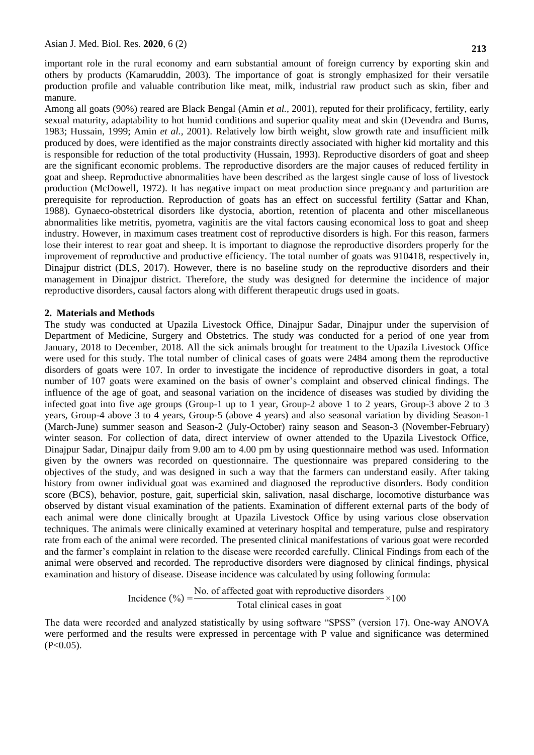important role in the rural economy and earn substantial amount of foreign currency by exporting skin and others by products (Kamaruddin, 2003). The importance of goat is strongly emphasized for their versatile production profile and valuable contribution like meat, milk, industrial raw product such as skin, fiber and manure.

Among all goats (90%) reared are Black Bengal (Amin *et al.,* 2001), reputed for their prolificacy, fertility, early sexual maturity, adaptability to hot humid conditions and superior quality meat and skin (Devendra and Burns, 1983; Hussain, 1999; Amin *et al.,* 2001). Relatively low birth weight, slow growth rate and insufficient milk produced by does, were identified as the major constraints directly associated with higher kid mortality and this is responsible for reduction of the total productivity (Hussain, 1993). Reproductive disorders of goat and sheep are the significant economic problems. The reproductive disorders are the major causes of reduced fertility in goat and sheep. Reproductive abnormalities have been described as the largest single cause of loss of livestock production (McDowell, 1972). It has negative impact on meat production since pregnancy and parturition are prerequisite for reproduction. Reproduction of goats has an effect on successful fertility (Sattar and Khan, 1988). Gynaeco-obstetrical disorders like dystocia, abortion, retention of placenta and other miscellaneous abnormalities like metritis, pyometra, vaginitis are the vital factors causing economical loss to goat and sheep industry. However, in maximum cases treatment cost of reproductive disorders is high. For this reason, farmers lose their interest to rear goat and sheep. It is important to diagnose the reproductive disorders properly for the improvement of reproductive and productive efficiency. The total number of goats was 910418, respectively in, Dinajpur district (DLS, 2017). However, there is no baseline study on the reproductive disorders and their management in Dinajpur district. Therefore, the study was designed for determine the incidence of major reproductive disorders, causal factors along with different therapeutic drugs used in goats.

## 2. Materials and Methods

The study was conducted at Upazila Livestock Office, Dinajpur Sadar, Dinajpur under the supervision of Department of Medicine, Surgery and Obstetrics. The study was conducted for a period of one year from January, 2018 to December, 2018. All the sick animals brought for treatment to the Upazila Livestock Office were used for this study. The total number of clinical cases of goats were 2484 among them the reproductive disorders of goats were 107. In order to investigate the incidence of reproductive disorders in goat, a total number of 107 goats were examined on the basis of owner's complaint and observed clinical findings. The influence of the age of goat, and seasonal variation on the incidence of diseases was studied by dividing the infected goat into five age groups (Group-1 up to 1 year, Group-2 above 1 to 2 years, Group-3 above 2 to 3 years, Group-4 above 3 to 4 years, Group-5 (above 4 years) and also seasonal variation by dividing Season-1 (March-June) summer season and Season-2 (July-October) rainy season and Season-3 (November-February) winter season. For collection of data, direct interview of owner attended to the Upazila Livestock Office, Dinajpur Sadar, Dinajpur daily from 9.00 am to 4.00 pm by using questionnaire method was used. Information given by the owners was recorded on questionnaire. The questionnaire was prepared considering to the objectives of the study, and was designed in such a way that the farmers can understand easily. After taking history from owner individual goat was examined and diagnosed the reproductive disorders. Body condition score (BCS), behavior, posture, gait, superficial skin, salivation, nasal discharge, locomotive disturbance was observed by distant visual examination of the patients. Examination of different external parts of the body of each animal were done clinically brought at Upazila Livestock Office by using various close observation techniques. The animals were clinically examined at veterinary hospital and temperature, pulse and respiratory rate from each of the animal were recorded. The presented clinical manifestations of various goat were recorded and the farmer's complaint in relation to the disease were recorded carefully. Clinical Findings from each of the animal were observed and recorded. The reproductive disorders were diagnosed by clinical findings, physical examination and history of disease. Disease incidence was calculated by using following formula:

$$\text{Incidence (\%)} = \frac{\text{No. of affected goat with reproductive disorders}}{\text{Total clinical cases in goat}} \times 100$$

The data were recorded and analyzed statistically by using software "SPSS" (version 17). One-way ANOVA were performed and the results were expressed in percentage with P value and significance was determined ($P<0.05$).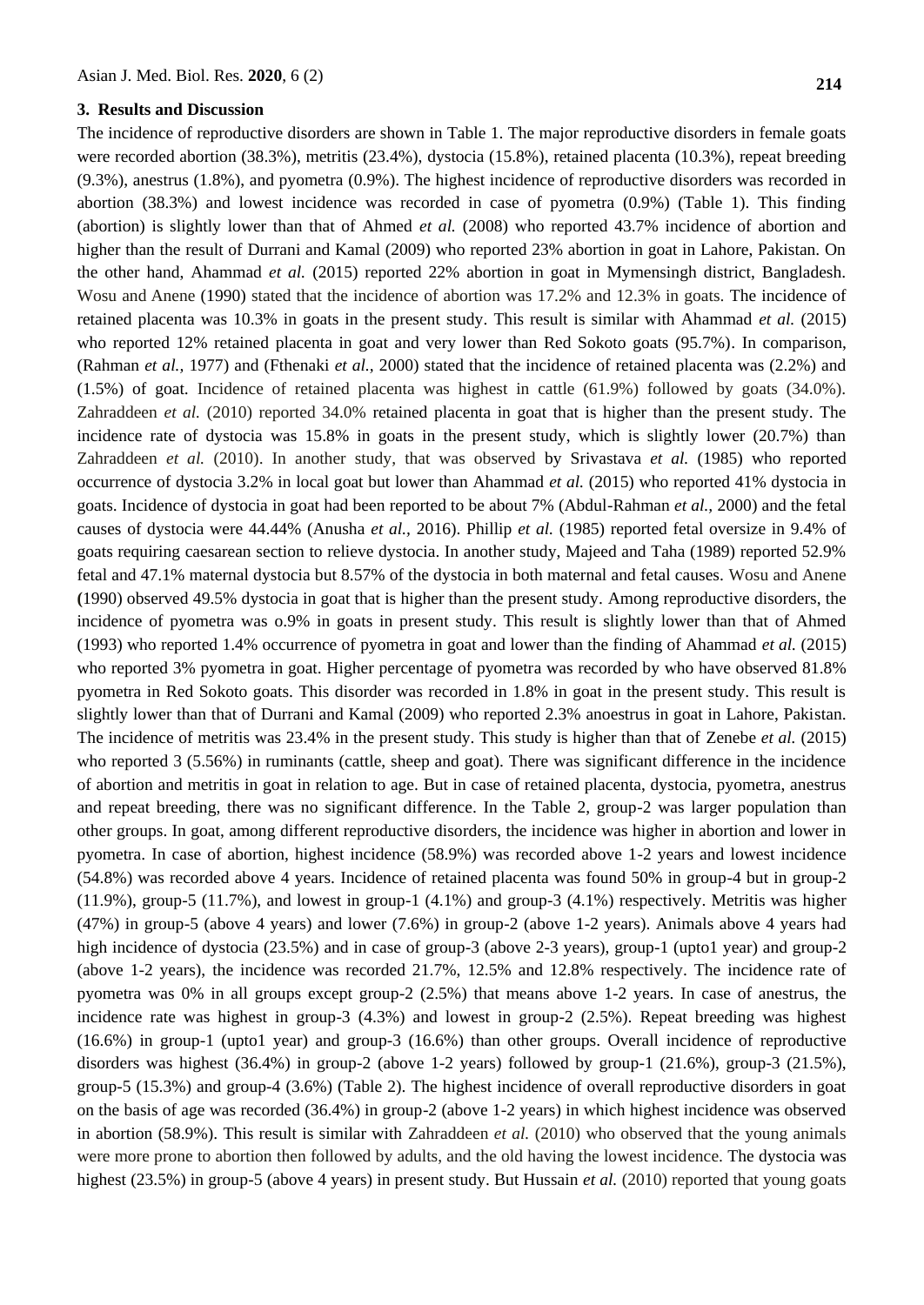## 3. Results and Discussion

The incidence of reproductive disorders are shown in Table 1. The major reproductive disorders in female goats were recorded abortion (38.3%), metritis (23.4%), dystocia (15.8%), retained placenta (10.3%), repeat breeding (9.3%), anestrus (1.8%), and pyometra (0.9%). The highest incidence of reproductive disorders was recorded in abortion (38.3%) and lowest incidence was recorded in case of pyometra (0.9%) (Table 1). This finding (abortion) is slightly lower than that of Ahmed *et al.* (2008) who reported 43.7% incidence of abortion and higher than the result of Durrani and Kamal (2009) who reported 23% abortion in goat in Lahore, Pakistan. On the other hand, Ahammad *et al.* (2015) reported 22% abortion in goat in Mymensingh district, Bangladesh. Wosu and Anene (1990) stated that the incidence of abortion was 17.2% and 12.3% in goats. The incidence of retained placenta was 10.3% in goats in the present study. This result is similar with Ahammad *et al.* (2015) who reported 12% retained placenta in goat and very lower than Red Sokoto goats (95.7%). In comparison, (Rahman *et al.,* 1977) and (Fthenaki *et al.,* 2000) stated that the incidence of retained placenta was (2.2%) and (1.5%) of goat. Incidence of retained placenta was highest in cattle (61.9%) followed by goats (34.0%). Zahraddeen *et al.* (2010) reported 34.0% retained placenta in goat that is higher than the present study. The incidence rate of dystocia was 15.8% in goats in the present study, which is slightly lower (20.7%) than Zahraddeen *et al.* (2010). In another study, that was observed by Srivastava *et al.* (1985) who reported occurrence of dystocia 3.2% in local goat but lower than Ahammad *et al.* (2015) who reported 41% dystocia in goats. Incidence of dystocia in goat had been reported to be about 7% (Abdul-Rahman *et al.,* 2000) and the fetal causes of dystocia were 44.44% (Anusha *et al.,* 2016). Phillip *et al.* (1985) reported fetal oversize in 9.4% of goats requiring caesarean section to relieve dystocia. In another study, Majeed and Taha (1989) reported 52.9% fetal and 47.1% maternal dystocia but 8.57% of the dystocia in both maternal and fetal causes. Wosu and Anene (1990) observed 49.5% dystocia in goat that is higher than the present study. Among reproductive disorders, the incidence of pyometra was o.9% in goats in present study. This result is slightly lower than that of Ahmed (1993) who reported 1.4% occurrence of pyometra in goat and lower than the finding of Ahammad *et al.* (2015) who reported 3% pyometra in goat. Higher percentage of pyometra was recorded by who have observed 81.8% pyometra in Red Sokoto goats. This disorder was recorded in 1.8% in goat in the present study. This result is slightly lower than that of Durrani and Kamal (2009) who reported 2.3% anoestrus in goat in Lahore, Pakistan. The incidence of metritis was 23.4% in the present study. This study is higher than that of Zenebe *et al.* (2015) who reported 3 (5.56%) in ruminants (cattle, sheep and goat). There was significant difference in the incidence of abortion and metritis in goat in relation to age. But in case of retained placenta, dystocia, pyometra, anestrus and repeat breeding, there was no significant difference. In the Table 2, group-2 was larger population than other groups. In goat, among different reproductive disorders, the incidence was higher in abortion and lower in pyometra. In case of abortion, highest incidence (58.9%) was recorded above 1-2 years and lowest incidence (54.8%) was recorded above 4 years. Incidence of retained placenta was found 50% in group-4 but in group-2 (11.9%), group-5 (11.7%), and lowest in group-1 (4.1%) and group-3 (4.1%) respectively. Metritis was higher (47%) in group-5 (above 4 years) and lower (7.6%) in group-2 (above 1-2 years). Animals above 4 years had high incidence of dystocia (23.5%) and in case of group-3 (above 2-3 years), group-1 (upto1 year) and group-2 (above 1-2 years), the incidence was recorded 21.7%, 12.5% and 12.8% respectively. The incidence rate of pyometra was 0% in all groups except group-2 (2.5%) that means above 1-2 years. In case of anestrus, the incidence rate was highest in group-3 (4.3%) and lowest in group-2 (2.5%). Repeat breeding was highest (16.6%) in group-1 (upto1 year) and group-3 (16.6%) than other groups. Overall incidence of reproductive disorders was highest (36.4%) in group-2 (above 1-2 years) followed by group-1 (21.6%), group-3 (21.5%), group-5 (15.3%) and group-4 (3.6%) (Table 2). The highest incidence of overall reproductive disorders in goat on the basis of age was recorded (36.4%) in group-2 (above 1-2 years) in which highest incidence was observed in abortion (58.9%). This result is similar with Zahraddeen *et al.* (2010) who observed that the young animals were more prone to abortion then followed by adults, and the old having the lowest incidence. The dystocia was highest (23.5%) in group-5 (above 4 years) in present study. But Hussain *et al.* (2010) reported that young goats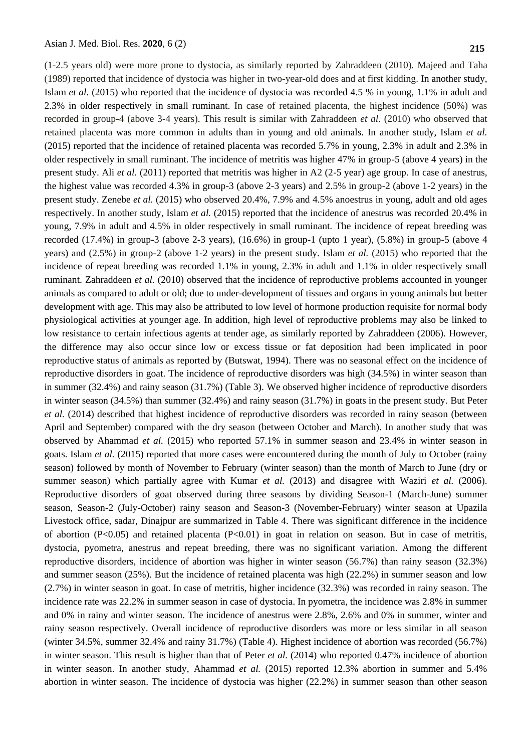(1-2.5 years old) were more prone to dystocia, as similarly reported by Zahraddeen (2010). Majeed and Taha (1989) reported that incidence of dystocia was higher in two-year-old does and at first kidding. In another study, Islam *et al.* (2015) who reported that the incidence of dystocia was recorded 4.5 % in young, 1.1% in adult and 2.3% in older respectively in small ruminant. In case of retained placenta, the highest incidence (50%) was recorded in group-4 (above 3-4 years). This result is similar with Zahraddeen *et al.* (2010) who observed that retained placenta was more common in adults than in young and old animals. In another study, Islam *et al.* (2015) reported that the incidence of retained placenta was recorded 5.7% in young, 2.3% in adult and 2.3% in older respectively in small ruminant. The incidence of metritis was higher 47% in group-5 (above 4 years) in the present study. Ali *et al.* (2011) reported that metritis was higher in A2 (2-5 year) age group. In case of anestrus, the highest value was recorded 4.3% in group-3 (above 2-3 years) and 2.5% in group-2 (above 1-2 years) in the present study. Zenebe *et al.* (2015) who observed 20.4%, 7.9% and 4.5% anoestrus in young, adult and old ages respectively. In another study, Islam *et al.* (2015) reported that the incidence of anestrus was recorded 20.4% in young, 7.9% in adult and 4.5% in older respectively in small ruminant. The incidence of repeat breeding was recorded (17.4%) in group-3 (above 2-3 years), (16.6%) in group-1 (upto 1 year), (5.8%) in group-5 (above 4 years) and (2.5%) in group-2 (above 1-2 years) in the present study. Islam *et al.* (2015) who reported that the incidence of repeat breeding was recorded 1.1% in young, 2.3% in adult and 1.1% in older respectively small ruminant. Zahraddeen *et al.* (2010) observed that the incidence of reproductive problems accounted in younger animals as compared to adult or old; due to under-development of tissues and organs in young animals but better development with age. This may also be attributed to low level of hormone production requisite for normal body physiological activities at younger age. In addition, high level of reproductive problems may also be linked to low resistance to certain infectious agents at tender age, as similarly reported by Zahraddeen (2006). However, the difference may also occur since low or excess tissue or fat deposition had been implicated in poor reproductive status of animals as reported by (Butswat, 1994). There was no seasonal effect on the incidence of reproductive disorders in goat. The incidence of reproductive disorders was high (34.5%) in winter season than in summer (32.4%) and rainy season (31.7%) (Table 3). We observed higher incidence of reproductive disorders in winter season (34.5%) than summer (32.4%) and rainy season (31.7%) in goats in the present study. But Peter *et al.* (2014) described that highest incidence of reproductive disorders was recorded in rainy season (between April and September) compared with the dry season (between October and March). In another study that was observed by Ahammad *et al.* (2015) who reported 57.1% in summer season and 23.4% in winter season in goats. Islam *et al.* (2015) reported that more cases were encountered during the month of July to October (rainy season) followed by month of November to February (winter season) than the month of March to June (dry or summer season) which partially agree with Kumar *et al.* (2013) and disagree with Waziri *et al.* (2006). Reproductive disorders of goat observed during three seasons by dividing Season-1 (March-June) summer season, Season-2 (July-October) rainy season and Season-3 (November-February) winter season at Upazila Livestock office, sadar, Dinajpur are summarized in Table 4. There was significant difference in the incidence of abortion ($P<0.05$) and retained placenta ($P<0.01$) in goat in relation on season. But in case of metritis, dystocia, pyometra, anestrus and repeat breeding, there was no significant variation. Among the different reproductive disorders, incidence of abortion was higher in winter season (56.7%) than rainy season (32.3%) and summer season (25%). But the incidence of retained placenta was high (22.2%) in summer season and low (2.7%) in winter season in goat. In case of metritis, higher incidence (32.3%) was recorded in rainy season. The incidence rate was 22.2% in summer season in case of dystocia. In pyometra, the incidence was 2.8% in summer and 0% in rainy and winter season. The incidence of anestrus were 2.8%, 2.6% and 0% in summer, winter and rainy season respectively. Overall incidence of reproductive disorders was more or less similar in all season (winter 34.5%, summer 32.4% and rainy 31.7%) (Table 4). Highest incidence of abortion was recorded (56.7%) in winter season. This result is higher than that of Peter *et al.* (2014) who reported 0.47% incidence of abortion in winter season. In another study, Ahammad *et al.* (2015) reported 12.3% abortion in summer and 5.4% abortion in winter season. The incidence of dystocia was higher (22.2%) in summer season than other season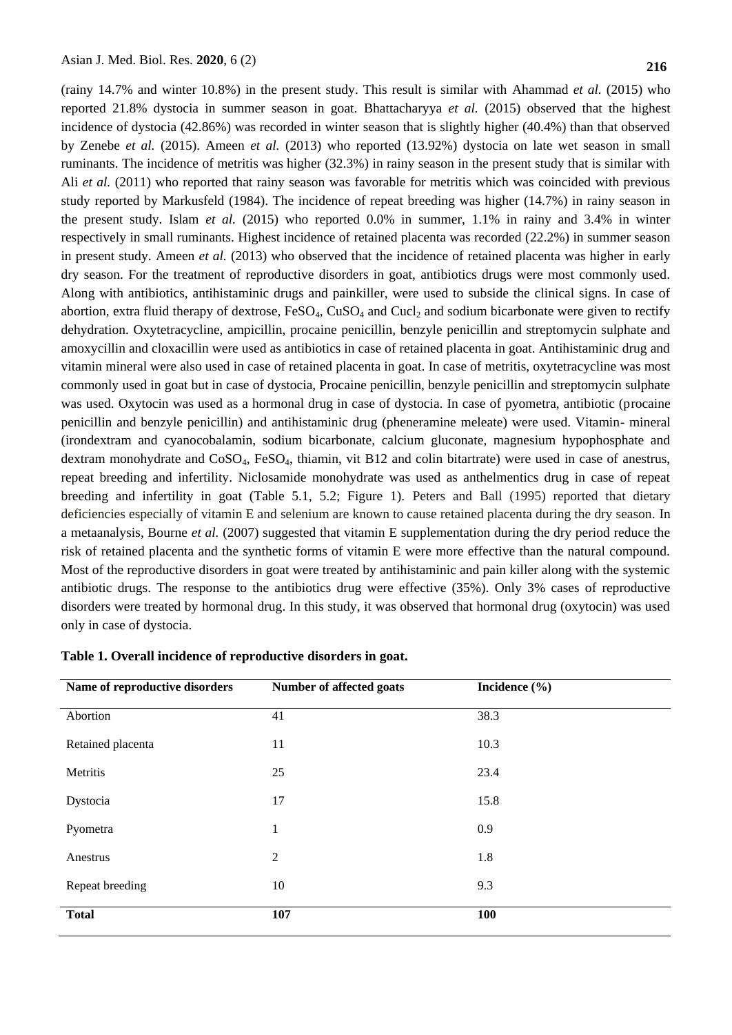(rainy 14.7% and winter 10.8%) in the present study. This result is similar with Ahammad *et al.* (2015) who reported 21.8% dystocia in summer season in goat. Bhattacharyya *et al.* (2015) observed that the highest incidence of dystocia (42.86%) was recorded in winter season that is slightly higher (40.4%) than that observed by Zenebe *et al.* (2015). Ameen *et al.* (2013) who reported (13.92%) dystocia on late wet season in small ruminants. The incidence of metritis was higher (32.3%) in rainy season in the present study that is similar with Ali *et al.* (2011) who reported that rainy season was favorable for metritis which was coincided with previous study reported by Markusfeld (1984). The incidence of repeat breeding was higher (14.7%) in rainy season in the present study. Islam *et al.* (2015) who reported 0.0% in summer, 1.1% in rainy and 3.4% in winter respectively in small ruminants. Highest incidence of retained placenta was recorded (22.2%) in summer season in present study. Ameen *et al.* (2013) who observed that the incidence of retained placenta was higher in early dry season. For the treatment of reproductive disorders in goat, antibiotics drugs were most commonly used. Along with antibiotics, antihistaminic drugs and painkiller, were used to subside the clinical signs. In case of abortion, extra fluid therapy of dextrose, $FeSO_4$, $CuSO_4$ and $Cucl_2$ and sodium bicarbonate were given to rectify dehydration. Oxytetracycline, ampicillin, procaine penicillin, benzyle penicillin and streptomycin sulphate and amoxycillin and cloxacillin were used as antibiotics in case of retained placenta in goat. Antihistaminic drug and vitamin mineral were also used in case of retained placenta in goat. In case of metritis, oxytetracycline was most commonly used in goat but in case of dystocia, Procaine penicillin, benzyle penicillin and streptomycin sulphate was used. Oxytocin was used as a hormonal drug in case of dystocia. In case of pyometra, antibiotic (procaine penicillin and benzyle penicillin) and antihistaminic drug (pheneramine meleate) were used. Vitamin- mineral (irondextram and cyanocobalamin, sodium bicarbonate, calcium gluconate, magnesium hypophosphate and dextram monohydrate and $CoSO_4$, $FeSO_4$, thiamin, vit B12 and colin bitartrate) were used in case of anestrus, repeat breeding and infertility. Niclosamide monohydrate was used as anthelmentics drug in case of repeat breeding and infertility in goat (Table 5.1, 5.2; Figure 1). Peters and Ball (1995) reported that dietary deficiencies especially of vitamin E and selenium are known to cause retained placenta during the dry season. In a metaanalysis, Bourne *et al.* (2007) suggested that vitamin E supplementation during the dry period reduce the risk of retained placenta and the synthetic forms of vitamin E were more effective than the natural compound. Most of the reproductive disorders in goat were treated by antihistaminic and pain killer along with the systemic antibiotic drugs. The response to the antibiotics drug were effective (35%). Only 3% cases of reproductive disorders were treated by hormonal drug. In this study, it was observed that hormonal drug (oxytocin) was used only in case of dystocia.

**Table 1. Overall incidence of reproductive disorders in goat.**

| Name of reproductive disorders | Number of affected goats | Incidence (%) |
|---|---|---|
| Abortion | 41 | 38.3 |
| Retained placenta | 11 | 10.3 |
| Metritis | 25 | 23.4 |
| Dystocia | 17 | 15.8 |
| Pyometra | 1 | 0.9 |
| Anestrus | 2 | 1.8 |
| Repeat breeding | 10 | 9.3 |
| **Total** | **107** | **100** |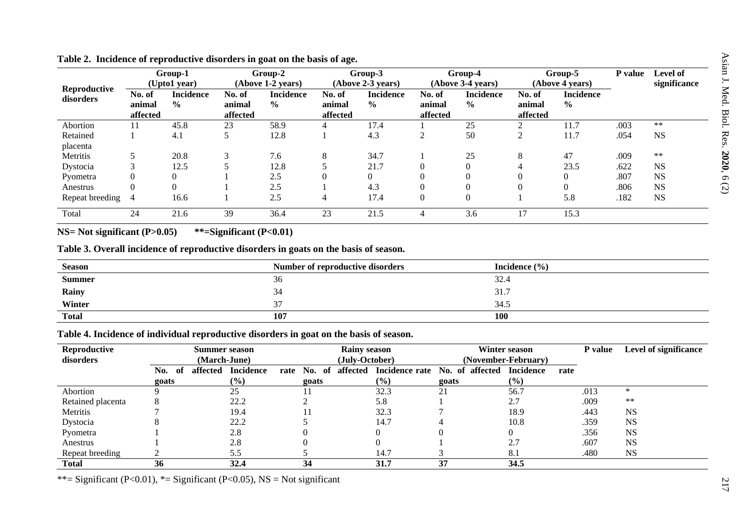**Table 2. Incidence of reproductive disorders in goat on the basis of age.**

| Reproductive disorders | Group-1 (Upto1 year) | | Group-2 (Above 1-2 years) | | Group-3 (Above 2-3 years) | | Group-4 (Above 3-4 years) | | Group-5 (Above 4 years) | | P value | Level of significance |
|---|---|---|---|---|---|---|---|---|---|---|---|---|
| | No. of animal affected | Incidence % | No. of animal affected | Incidence % | No. of animal affected | Incidence % | No. of animal affected | Incidence % | No. of animal affected | Incidence % | | |
| Abortion | 11 | 45.8 | 23 | 58.9 | 4 | 17.4 | 1 | 25 | 2 | 11.7 | .003 | ** |
| Retained placenta | 1 | 4.1 | 5 | 12.8 | 1 | 4.3 | 2 | 50 | 2 | 11.7 | .054 | NS |
| Metritis | 5 | 20.8 | 3 | 7.6 | 8 | 34.7 | 1 | 25 | 8 | 47 | .009 | ** |
| Dystocia | 3 | 12.5 | 5 | 12.8 | 5 | 21.7 | 0 | 0 | 4 | 23.5 | .622 | NS |
| Pyometra | 0 | 0 | 1 | 2.5 | 0 | 0 | 0 | 0 | 0 | 0 | .807 | NS |
| Anestrus | 0 | 0 | 1 | 2.5 | 1 | 4.3 | 0 | 0 | 0 | 0 | .806 | NS |
| Repeat breeding | 4 | 16.6 | 1 | 2.5 | 4 | 17.4 | 0 | 0 | 1 | 5.8 | .182 | NS |
| Total | 24 | 21.6 | 39 | 36.4 | 23 | 21.5 | 4 | 3.6 | 17 | 15.3 | | |

**NS= Not significant (P>0.05) \*\*=Significant (P<0.01)**

**Table 3. Overall incidence of reproductive disorders in goats on the basis of season.**

| Season | Number of reproductive disorders | Incidence (%) |
|---|---|---|
| **Summer** | 36 | 32.4 |
| **Rainy** | 34 | 31.7 |
| **Winter** | 37 | 34.5 |
| **Total** | **107** | **100** |

**Table 4. Incidence of individual reproductive disorders in goat on the basis of season.**

| Reproductive disorders | Summer season (March-June) | | Rainy season (July-October) | | Winter season (November-February) | | P value | Level of significance |
|---|---|---|---|---|---|---|---|---|
| | No. of affected goats | Incidence rate (%) | No. of affected goats | Incidence rate (%) | No. of affected goats | Incidence rate (%) | | |
| Abortion | 9 | 25 | 11 | 32.3 | 21 | 56.7 | .013 | * |
| Retained placenta | 8 | 22.2 | 2 | 5.8 | 1 | 2.7 | .009 | ** |
| Metritis | 7 | 19.4 | 11 | 32.3 | 7 | 18.9 | .443 | NS |
| Dystocia | 8 | 22.2 | 5 | 14.7 | 4 | 10.8 | .359 | NS |
| Pyometra | 1 | 2.8 | 0 | 0 | 0 | 0 | .356 | NS |
| Anestrus | 1 | 2.8 | 0 | 0 | 1 | 2.7 | .607 | NS |
| Repeat breeding | 2 | 5.5 | 5 | 14.7 | 3 | 8.1 | .480 | NS |
| **Total** | **36** | **32.4** | **34** | **31.7** | **37** | **34.5** | | |

**= Significant (P<0.01), *= Significant (P<0.05), NS = Not significant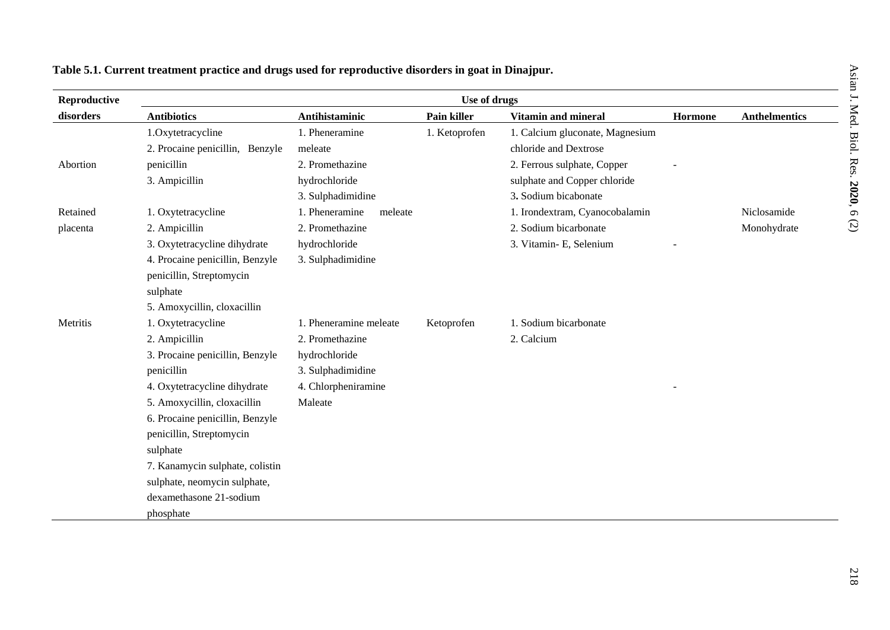**Table 5.1. Current treatment practice and drugs used for reproductive disorders in goat in Dinajpur.**

| Reproductive disorders | Use of drugs | | | | | |
|---|---|---|---|---|---|---|
| | **Antibiotics** | **Antihistaminic** | **Pain killer** | **Vitamin and mineral** | **Hormone** | **Anthelmentics** |
| Abortion | 1.Oxytetracycline<br>2. Procaine penicillin, Benzyle penicillin<br>3. Ampicillin | 1. Pheneramine meleate<br>2. Promethazine hydrochloride<br>3. Sulphadimidine | 1. Ketoprofen | 1. Calcium gluconate, Magnesium chloride and Dextrose<br>2. Ferrous sulphate, Copper sulphate and Copper chloride<br>3. Sodium bicabonate | - | |
| Retained placenta | 1. Oxytetracycline<br>2. Ampicillin<br>3. Oxytetracycline dihydrate<br>4. Procaine penicillin, Benzyle penicillin, Streptomycin sulphate<br>5. Amoxycillin, cloxacillin | 1. Pheneramine meleate<br>2. Promethazine hydrochloride<br>3. Sulphadimidine | | 1. Irondextram, Cyanocobalamin<br>2. Sodium bicarbonate<br>3. Vitamin- E, Selenium | - | Niclosamide Monohydrate |
| Metritis | 1. Oxytetracycline<br>2. Ampicillin<br>3. Procaine penicillin, Benzyle penicillin<br>4. Oxytetracycline dihydrate<br>5. Amoxycillin, cloxacillin<br>6. Procaine penicillin, Benzyle penicillin, Streptomycin sulphate<br>7. Kanamycin sulphate, colistin sulphate, neomycin sulphate, dexamethasone 21-sodium phosphate | 1. Pheneramine meleate<br>2. Promethazine hydrochloride<br>3. Sulphadimidine<br>4. Chlorpheniramine Maleate | Ketoprofen | 1. Sodium bicarbonate<br>2. Calcium | - | |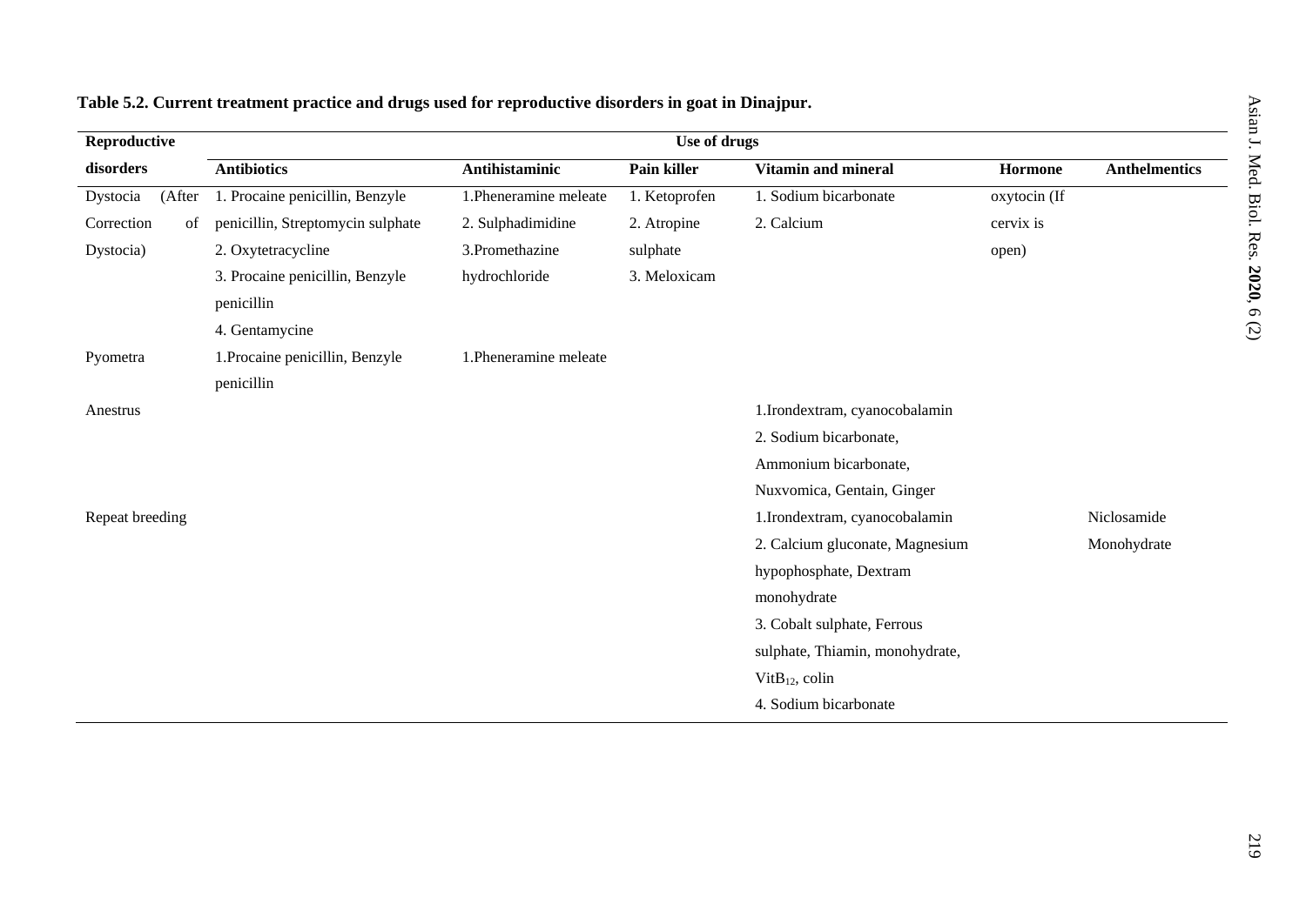**Table 5.2. Current treatment practice and drugs used for reproductive disorders in goat in Dinajpur.**

| Reproductive disorders | Use of drugs | | | | | |
|---|---|---|---|---|---|---|
| | **Antibiotics** | **Antihistaminic** | **Pain killer** | **Vitamin and mineral** | **Hormone** | **Anthelmentics** |
| Dystocia (After Correction of Dystocia) | 1. Procaine penicillin, Benzyle penicillin, Streptomycin sulphate<br>2. Oxytetracycline<br>3. Procaine penicillin, Benzyle penicillin<br>4. Gentamycine | 1.Pheneramine meleate<br>2. Sulphadimidine<br>3.Promethazine hydrochloride | 1. Ketoprofen<br>2. Atropine sulphate<br>3. Meloxicam | 1. Sodium bicarbonate<br>2. Calcium | oxytocin (If cervix is open) | |
| Pyometra | 1.Procaine penicillin, Benzyle penicillin | 1.Pheneramine meleate | | | | |
| Anestrus | | | | 1.Irondextram, cyanocobalamin<br>2. Sodium bicarbonate, Ammonium bicarbonate, Nuxvomica, Gentain, Ginger | | |
| Repeat breeding | | | | 1.Irondextram, cyanocobalamin<br>2. Calcium gluconate, Magnesium hypophosphate, Dextram monohydrate<br>3. Cobalt sulphate, Ferrous sulphate, Thiamin, monohydrate, Vit$B_{12}$, colin<br>4. Sodium bicarbonate | | Niclosamide Monohydrate |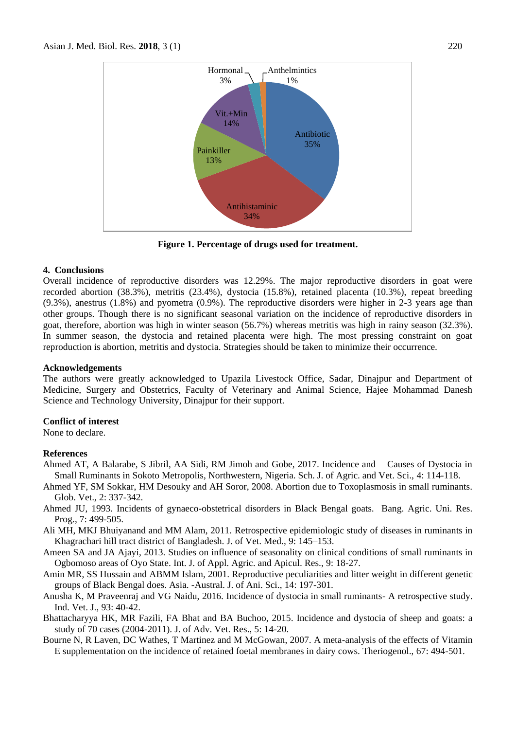Figure 1. Percentage of drugs used for treatment.

## 4. Conclusions

Overall incidence of reproductive disorders was 12.29%. The major reproductive disorders in goat were recorded abortion (38.3%), metritis (23.4%), dystocia (15.8%), retained placenta (10.3%), repeat breeding (9.3%), anestrus (1.8%) and pyometra (0.9%). The reproductive disorders were higher in 2-3 years age than other groups. Though there is no significant seasonal variation on the incidence of reproductive disorders in goat, therefore, abortion was high in winter season (56.7%) whereas metritis was high in rainy season (32.3%). In summer season, the dystocia and retained placenta were high. The most pressing constraint on goat reproduction is abortion, metritis and dystocia. Strategies should be taken to minimize their occurrence.

## Acknowledgements

The authors were greatly acknowledged to Upazila Livestock Office, Sadar, Dinajpur and Department of Medicine, Surgery and Obstetrics, Faculty of Veterinary and Animal Science, Hajee Mohammad Danesh Science and Technology University, Dinajpur for their support.

## Conflict of interest

None to declare.

## References

Ahmed AT, A Balarabe, S Jibril, AA Sidi, RM Jimoh and Gobe, 2017. Incidence and Causes of Dystocia in Small Ruminants in Sokoto Metropolis, Northwestern, Nigeria. Sch. J. of Agric. and Vet. Sci., 4: 114-118.

Ahmed YF, SM Sokkar, HM Desouky and AH Soror, 2008. Abortion due to Toxoplasmosis in small ruminants. Glob. Vet., 2: 337-342.

Ahmed JU, 1993. Incidents of gynaeco-obstetrical disorders in Black Bengal goats. Bang. Agric. Uni. Res. Prog., 7: 499-505.

Ali MH, MKJ Bhuiyanand and MM Alam, 2011. Retrospective epidemiologic study of diseases in ruminants in Khagrachari hill tract district of Bangladesh. J. of Vet. Med., 9: 145–153.

Ameen SA and JA Ajayi, 2013. Studies on influence of seasonality on clinical conditions of small ruminants in Ogbomoso areas of Oyo State. Int. J. of Appl. Agric. and Apicul. Res., 9: 18-27.

Amin MR, SS Hussain and ABMM Islam, 2001. Reproductive peculiarities and litter weight in different genetic groups of Black Bengal does. Asia. -Austral. J. of Ani. Sci., 14: 197-301.

Anusha K, M Praveenraj and VG Naidu, 2016. Incidence of dystocia in small ruminants- A retrospective study. Ind. Vet. J., 93: 40-42.

Bhattacharyya HK, MR Fazili, FA Bhat and BA Buchoo, 2015. Incidence and dystocia of sheep and goats: a study of 70 cases (2004-2011). J. of Adv. Vet. Res., 5: 14-20.

Bourne N, R Laven, DC Wathes, T Martinez and M McGowan, 2007. A meta-analysis of the effects of Vitamin E supplementation on the incidence of retained foetal membranes in dairy cows. Theriogenol., 67: 494-501.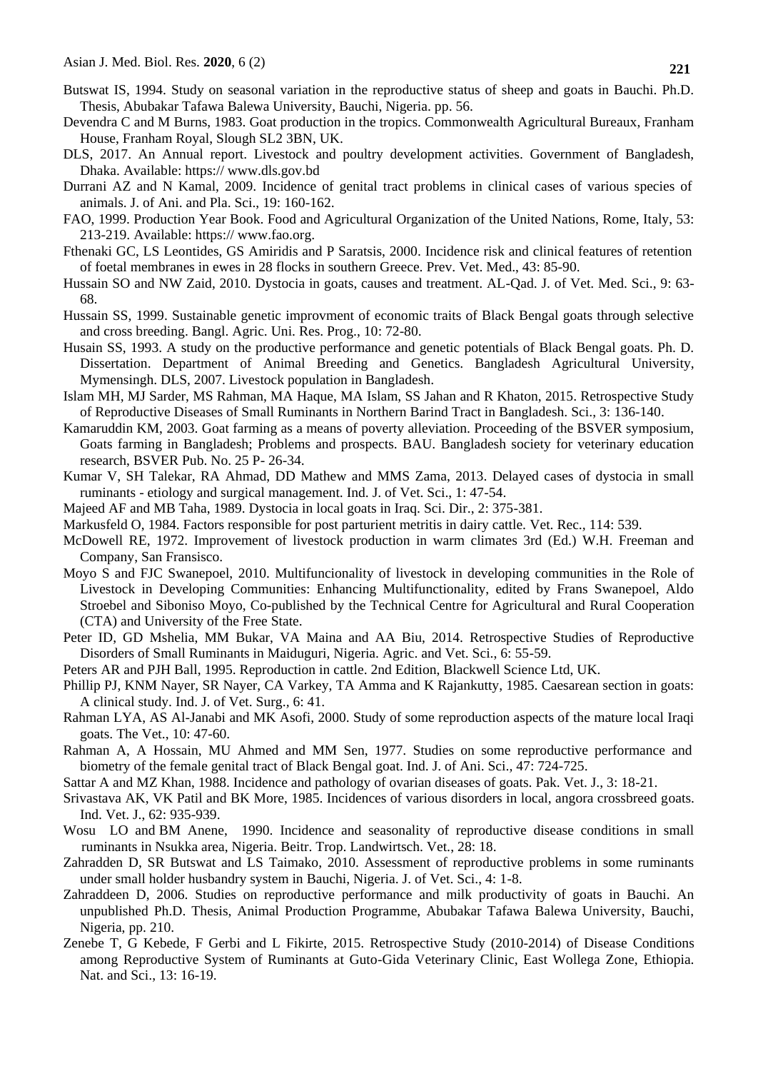Butswat IS, 1994. Study on seasonal variation in the reproductive status of sheep and goats in Bauchi. Ph.D. Thesis, Abubakar Tafawa Balewa University, Bauchi, Nigeria. pp. 56.

Devendra C and M Burns, 1983. Goat production in the tropics. Commonwealth Agricultural Bureaux, Franham House, Franham Royal, Slough SL2 3BN, UK.

DLS, 2017. An Annual report. Livestock and poultry development activities. Government of Bangladesh, Dhaka. Available: https:// www.dls.gov.bd

Durrani AZ and N Kamal, 2009. Incidence of genital tract problems in clinical cases of various species of animals. J. of Ani. and Pla. Sci., 19: 160-162.

FAO, 1999. Production Year Book. Food and Agricultural Organization of the United Nations, Rome, Italy, 53: 213-219. Available: https:// www.fao.org.

Fthenaki GC, LS Leontides, GS Amiridis and P Saratsis, 2000. Incidence risk and clinical features of retention of foetal membranes in ewes in 28 flocks in southern Greece. Prev. Vet. Med., 43: 85-90.

Hussain SO and NW Zaid, 2010. Dystocia in goats, causes and treatment. AL-Qad. J. of Vet. Med. Sci., 9: 63-68.

Hussain SS, 1999. Sustainable genetic improvment of economic traits of Black Bengal goats through selective and cross breeding. Bangl. Agric. Uni. Res. Prog., 10: 72-80.

Husain SS, 1993. A study on the productive performance and genetic potentials of Black Bengal goats. Ph. D. Dissertation. Department of Animal Breeding and Genetics. Bangladesh Agricultural University, Mymensingh. DLS, 2007. Livestock population in Bangladesh.

Islam MH, MJ Sarder, MS Rahman, MA Haque, MA Islam, SS Jahan and R Khaton, 2015. Retrospective Study of Reproductive Diseases of Small Ruminants in Northern Barind Tract in Bangladesh. Sci., 3: 136-140.

Kamaruddin KM, 2003. Goat farming as a means of poverty alleviation. Proceeding of the BSVER symposium, Goats farming in Bangladesh; Problems and prospects. BAU. Bangladesh society for veterinary education research, BSVER Pub. No. 25 P- 26-34.

Kumar V, SH Talekar, RA Ahmad, DD Mathew and MMS Zama, 2013. Delayed cases of dystocia in small ruminants - etiology and surgical management. Ind. J. of Vet. Sci., 1: 47-54.

Majeed AF and MB Taha, 1989. Dystocia in local goats in Iraq. Sci. Dir., 2: 375-381.

Markusfeld O, 1984. Factors responsible for post parturient metritis in dairy cattle. Vet. Rec., 114: 539.

McDowell RE, 1972. Improvement of livestock production in warm climates 3rd (Ed.) W.H. Freeman and Company, San Fransisco.

Moyo S and FJC Swanepoel, 2010. Multifuncionality of livestock in developing communities in the Role of Livestock in Developing Communities: Enhancing Multifunctionality, edited by Frans Swanepoel, Aldo Stroebel and Siboniso Moyo, Co-published by the Technical Centre for Agricultural and Rural Cooperation (CTA) and University of the Free State.

Peter ID, GD Mshelia, MM Bukar, VA Maina and AA Biu, 2014. Retrospective Studies of Reproductive Disorders of Small Ruminants in Maiduguri, Nigeria. Agric. and Vet. Sci., 6: 55-59.

Peters AR and PJH Ball, 1995. Reproduction in cattle. 2nd Edition, Blackwell Science Ltd, UK.

Phillip PJ, KNM Nayer, SR Nayer, CA Varkey, TA Amma and K Rajankutty, 1985. Caesarean section in goats: A clinical study. Ind. J. of Vet. Surg., 6: 41.

Rahman LYA, AS Al-Janabi and MK Asofi, 2000. Study of some reproduction aspects of the mature local Iraqi goats. The Vet., 10: 47-60.

Rahman A, A Hossain, MU Ahmed and MM Sen, 1977. Studies on some reproductive performance and biometry of the female genital tract of Black Bengal goat. Ind. J. of Ani. Sci., 47: 724-725.

Sattar A and MZ Khan, 1988. Incidence and pathology of ovarian diseases of goats. Pak. Vet. J., 3: 18-21.

Srivastava AK, VK Patil and BK More, 1985. Incidences of various disorders in local, angora crossbreed goats. Ind. Vet. J., 62: 935-939.

Wosu LO and BM Anene, 1990. Incidence and seasonality of reproductive disease conditions in small ruminants in Nsukka area, Nigeria. Beitr. Trop. Landwirtsch. Vet., 28: 18.

Zahradden D, SR Butswat and LS Taimako, 2010. Assessment of reproductive problems in some ruminants under small holder husbandry system in Bauchi, Nigeria. J. of Vet. Sci., 4: 1-8.

Zahraddeen D, 2006. Studies on reproductive performance and milk productivity of goats in Bauchi. An unpublished Ph.D. Thesis, Animal Production Programme, Abubakar Tafawa Balewa University, Bauchi, Nigeria, pp. 210.

Zenebe T, G Kebede, F Gerbi and L Fikirte, 2015. Retrospective Study (2010-2014) of Disease Conditions among Reproductive System of Ruminants at Guto-Gida Veterinary Clinic, East Wollega Zone, Ethiopia. Nat. and Sci., 13: 16-19.